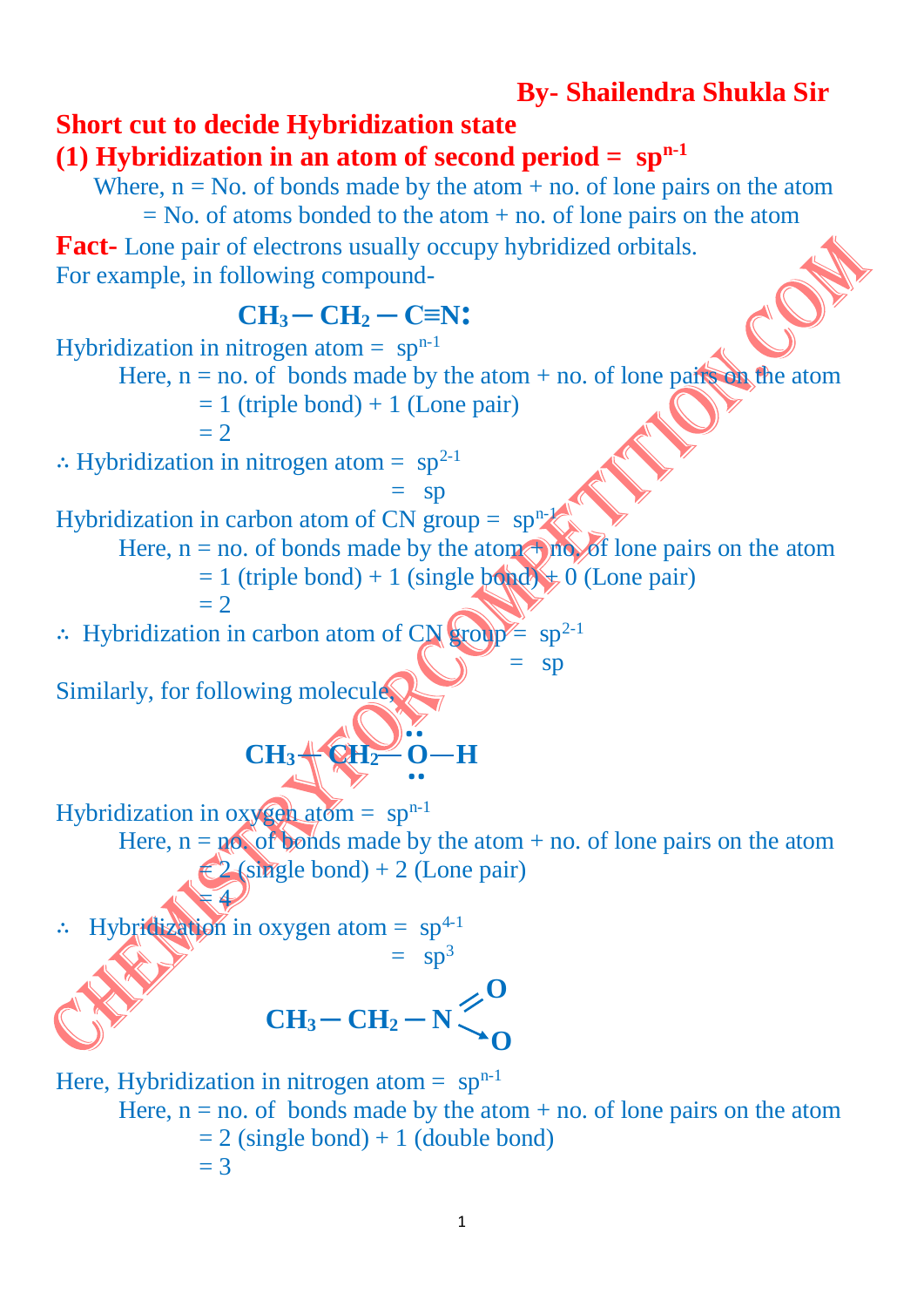By- Shailendra Shukla Sir

# Short cut to decide Hybridization state

## (1) Hybridization in an atom of second period = $sp^{n-1}$

Where, n = No. of bonds made by the atom + no. of lone pairs on the atom
= No. of atoms bonded to the atom + no. of lone pairs on the atom

**Fact-** Lone pair of electrons usually occupy hybridized orbitals.

For example, in following compound-

$$CH_3 - CH_2 - C \equiv N\!:$$

Hybridization in nitrogen atom = $sp^{n-1}$

Here, n = no. of bonds made by the atom + no. of lone pairs on the atom
= 1 (triple bond) + 1 (Lone pair)
= 2

∴ Hybridization in nitrogen atom = $sp^{2-1}$
= sp

Hybridization in carbon atom of CN group = $sp^{n-1}$

Here, n = no. of bonds made by the atom + no. of lone pairs on the atom
= 1 (triple bond) + 1 (single bond) + 0 (Lone pair)
= 2

∴ Hybridization in carbon atom of CN group = $sp^{2-1}$
= sp

Similarly, for following molecule,

$$CH_3 - CH_2 - \ddot{\underset{\cdot\cdot}{O}} - H$$

Hybridization in oxygen atom = $sp^{n-1}$

Here, n = no. of bonds made by the atom + no. of lone pairs on the atom
= 2 (single bond) + 2 (Lone pair)
= 4

∴ Hybridization in oxygen atom = $sp^{4-1}$
= $sp^3$

$$CH_3 - CH_2 - N \overset{\nearrow O}{\underset{\searrow O}{}}$$

(N=O double bond to one O, N→O coordinate bond to the other O)

Here, Hybridization in nitrogen atom = $sp^{n-1}$

Here, n = no. of bonds made by the atom + no. of lone pairs on the atom
= 2 (single bond) + 1 (double bond)
= 3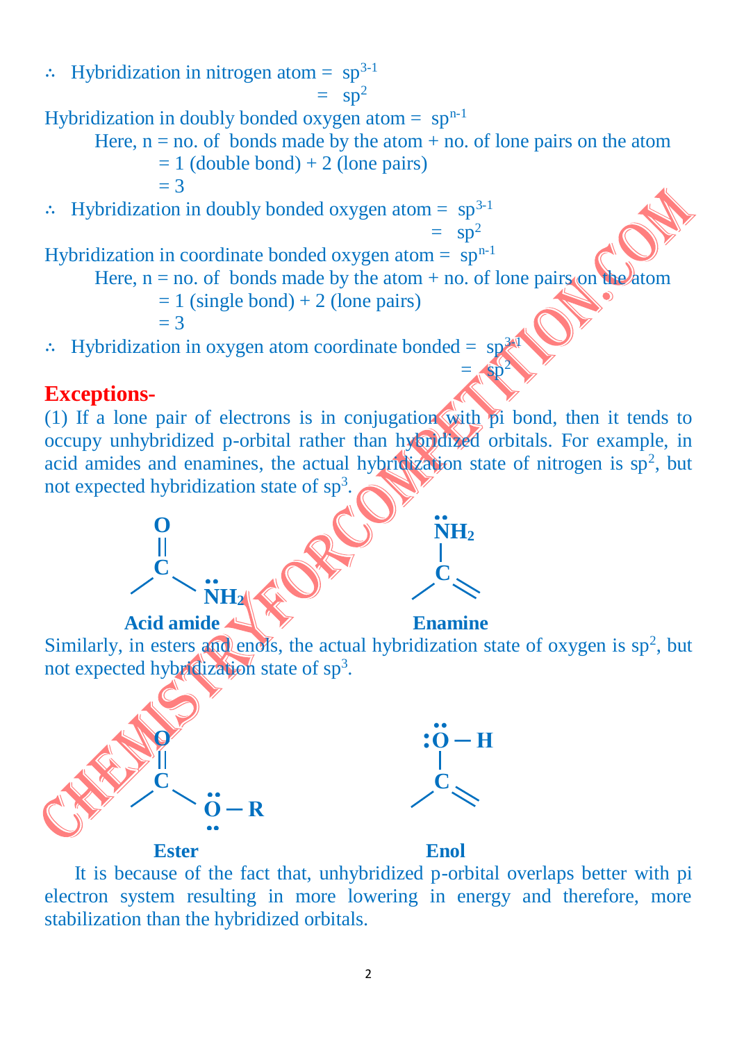∴ Hybridization in nitrogen atom = $sp^{3-1}$

= $sp^2$

Hybridization in doubly bonded oxygen atom = $sp^{n-1}$

Here, n = no. of bonds made by the atom + no. of lone pairs on the atom

= 1 (double bond) + 2 (lone pairs)

= 3

∴ Hybridization in doubly bonded oxygen atom = $sp^{3-1}$

= $sp^2$

Hybridization in coordinate bonded oxygen atom = $sp^{n-1}$

Here, n = no. of bonds made by the atom + no. of lone pairs on the atom

= 1 (single bond) + 2 (lone pairs)

= 3

∴ Hybridization in oxygen atom coordinate bonded = $sp^{3-1}$

= $sp^2$

**Exceptions-**

(1) If a lone pair of electrons is in conjugation with pi bond, then it tends to occupy unhybridized p-orbital rather than hybridized orbitals. For example, in acid amides and enamines, the actual hybridization state of nitrogen is $sp^2$, but not expected hybridization state of $sp^3$.

**Acid amide** **Enamine**

Similarly, in esters and enols, the actual hybridization state of oxygen is $sp^2$, but not expected hybridization state of $sp^3$.

**Ester** **Enol**

It is because of the fact that, unhybridized p-orbital overlaps better with pi electron system resulting in more lowering in energy and therefore, more stabilization than the hybridized orbitals.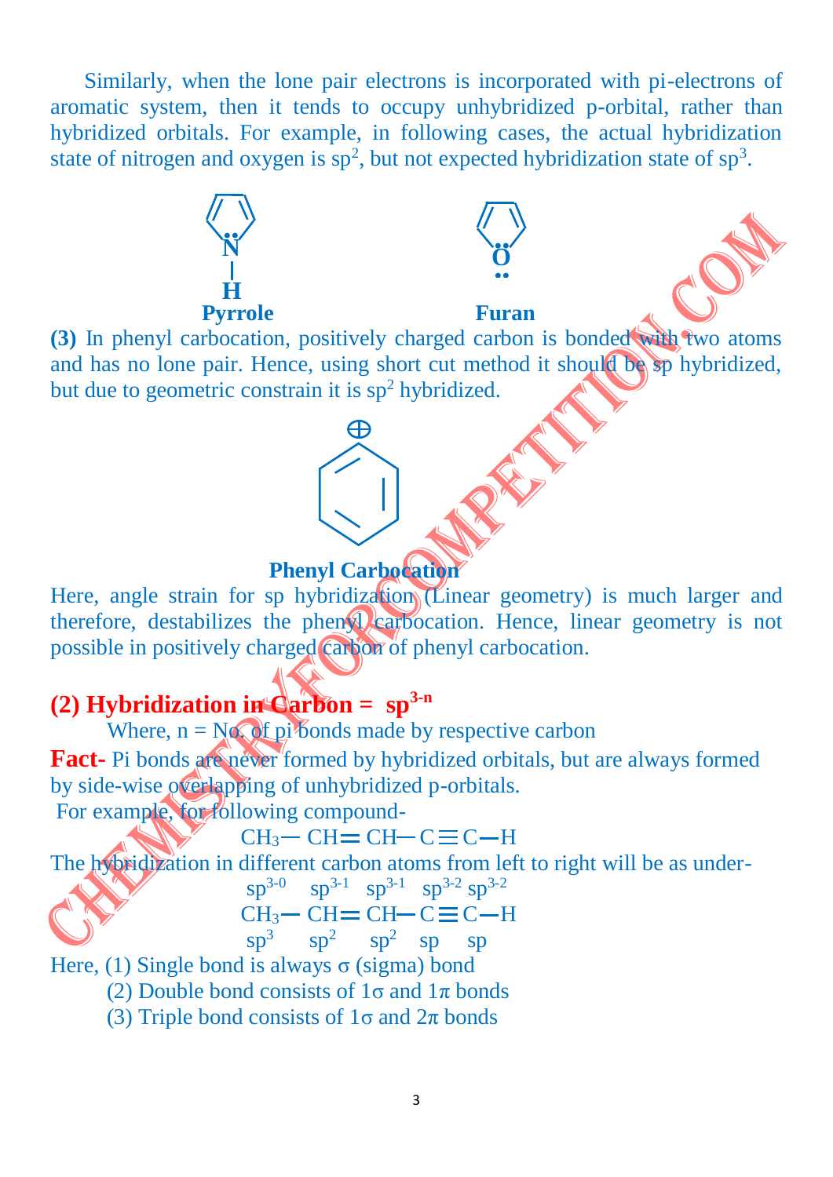Similarly, when the lone pair electrons is incorporated with pi-electrons of aromatic system, then it tends to occupy unhybridized p-orbital, rather than hybridized orbitals. For example, in following cases, the actual hybridization state of nitrogen and oxygen is $sp^2$, but not expected hybridization state of $sp^3$.

**Pyrrole** **Furan**

**(3)** In phenyl carbocation, positively charged carbon is bonded with two atoms and has no lone pair. Hence, using short cut method it should be sp hybridized, but due to geometric constrain it is $sp^2$ hybridized.

**Phenyl Carbocation**

Here, angle strain for sp hybridization (Linear geometry) is much larger and therefore, destabilizes the phenyl carbocation. Hence, linear geometry is not possible in positively charged carbon of phenyl carbocation.

## (2) Hybridization in Carbon = $sp^{3-n}$

Where, n = No. of pi bonds made by respective carbon

**Fact-** Pi bonds are never formed by hybridized orbitals, but are always formed by side-wise overlapping of unhybridized p-orbitals.

For example, for following compound-

$$CH_3-CH=CH-C\equiv C-H$$

The hybridization in different carbon atoms from left to right will be as under-

$$\underset{sp^3}{\overset{sp^{3-0}}{CH_3}}-\underset{sp^2}{\overset{sp^{3-1}}{CH}}=\underset{sp^2}{\overset{sp^{3-1}}{CH}}-\underset{sp}{\overset{sp^{3-2}}{C}}\equiv\underset{sp}{\overset{sp^{3-2}}{C}}-H$$

Here, (1) Single bond is always σ (sigma) bond

(2) Double bond consists of 1σ and 1π bonds

(3) Triple bond consists of 1σ and 2π bonds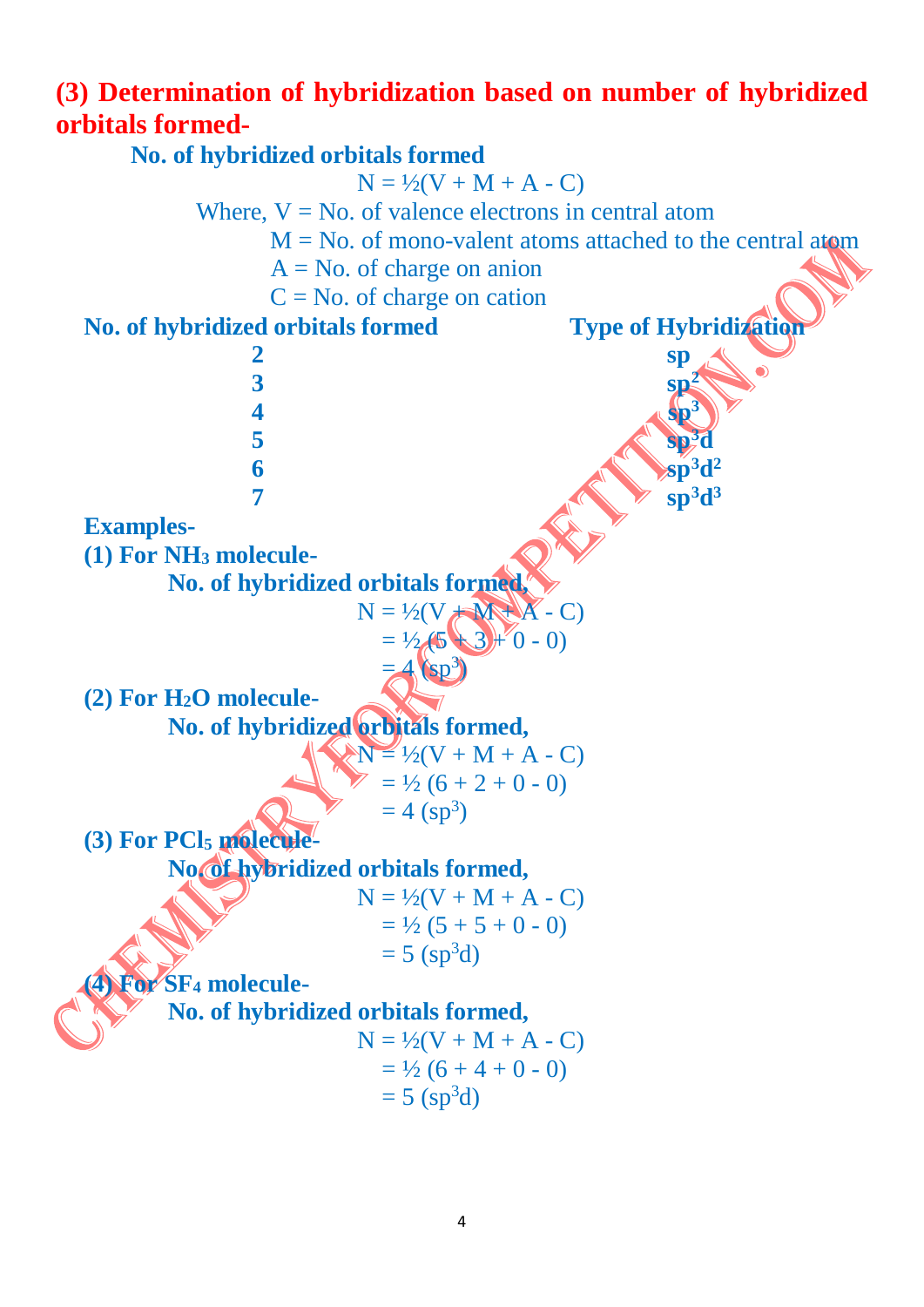## (3) Determination of hybridization based on number of hybridized orbitals formed-

**No. of hybridized orbitals formed**

$$N = \frac{1}{2}(V + M + A - C)$$

Where, V = No. of valence electrons in central atom

M = No. of mono-valent atoms attached to the central atom

A = No. of charge on anion

C = No. of charge on cation

| No. of hybridized orbitals formed | Type of Hybridization |
|---|---|
| 2 | sp |
| 3 | $sp^2$ |
| 4 | $sp^3$ |
| 5 | $sp^3d$ |
| 6 | $sp^3d^2$ |
| 7 | $sp^3d^3$ |

**Examples-**

**(1) For $NH_3$ molecule-**

**No. of hybridized orbitals formed,**

$$N = \frac{1}{2}(V + M + A - C)$$
$$= \frac{1}{2}(5 + 3 + 0 - 0)$$
$$= 4\ (sp^3)$$

**(2) For $H_2O$ molecule-**

**No. of hybridized orbitals formed,**

$$N = \frac{1}{2}(V + M + A - C)$$
$$= \frac{1}{2}(6 + 2 + 0 - 0)$$
$$= 4\ (sp^3)$$

**(3) For $PCl_5$ molecule-**

**No. of hybridized orbitals formed,**

$$N = \frac{1}{2}(V + M + A - C)$$
$$= \frac{1}{2}(5 + 5 + 0 - 0)$$
$$= 5\ (sp^3d)$$

**(4) For $SF_4$ molecule-**

**No. of hybridized orbitals formed,**

$$N = \frac{1}{2}(V + M + A - C)$$
$$= \frac{1}{2}(6 + 4 + 0 - 0)$$
$$= 5\ (sp^3d)$$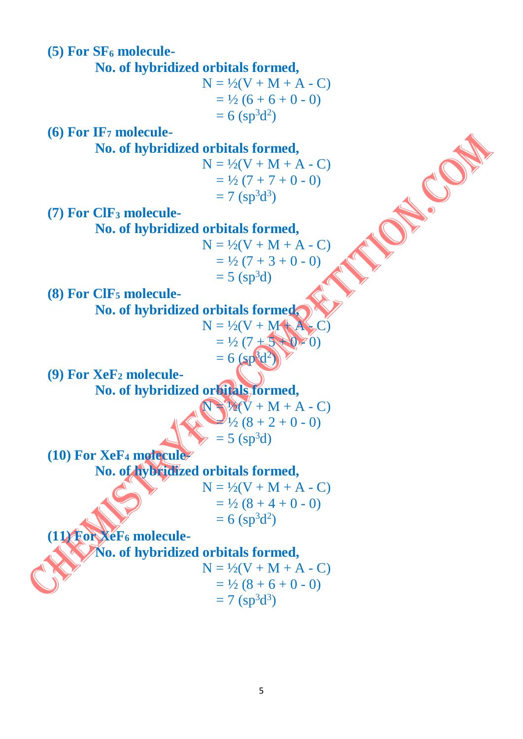**(5) For $SF_6$ molecule-**

**No. of hybridized orbitals formed,**

$$N = \frac{1}{2}(V + M + A - C)$$
$$= \frac{1}{2}(6 + 6 + 0 - 0)$$
$$= 6\ (sp^3d^2)$$

**(6) For $IF_7$ molecule-**

**No. of hybridized orbitals formed,**

$$N = \frac{1}{2}(V + M + A - C)$$
$$= \frac{1}{2}(7 + 7 + 0 - 0)$$
$$= 7\ (sp^3d^3)$$

**(7) For $ClF_3$ molecule-**

**No. of hybridized orbitals formed,**

$$N = \frac{1}{2}(V + M + A - C)$$
$$= \frac{1}{2}(7 + 3 + 0 - 0)$$
$$= 5\ (sp^3d)$$

**(8) For $ClF_5$ molecule-**

**No. of hybridized orbitals formed,**

$$N = \frac{1}{2}(V + M + A - C)$$
$$= \frac{1}{2}(7 + 5 + 0 - 0)$$
$$= 6\ (sp^3d^2)$$

**(9) For $XeF_2$ molecule-**

**No. of hybridized orbitals formed,**

$$N = \frac{1}{2}(V + M + A - C)$$
$$= \frac{1}{2}(8 + 2 + 0 - 0)$$
$$= 5\ (sp^3d)$$

**(10) For $XeF_4$ molecule-**

**No. of hybridized orbitals formed,**

$$N = \frac{1}{2}(V + M + A - C)$$
$$= \frac{1}{2}(8 + 4 + 0 - 0)$$
$$= 6\ (sp^3d^2)$$

**(11) For $XeF_6$ molecule-**

**No. of hybridized orbitals formed,**

$$N = \frac{1}{2}(V + M + A - C)$$
$$= \frac{1}{2}(8 + 6 + 0 - 0)$$
$$= 7\ (sp^3d^3)$$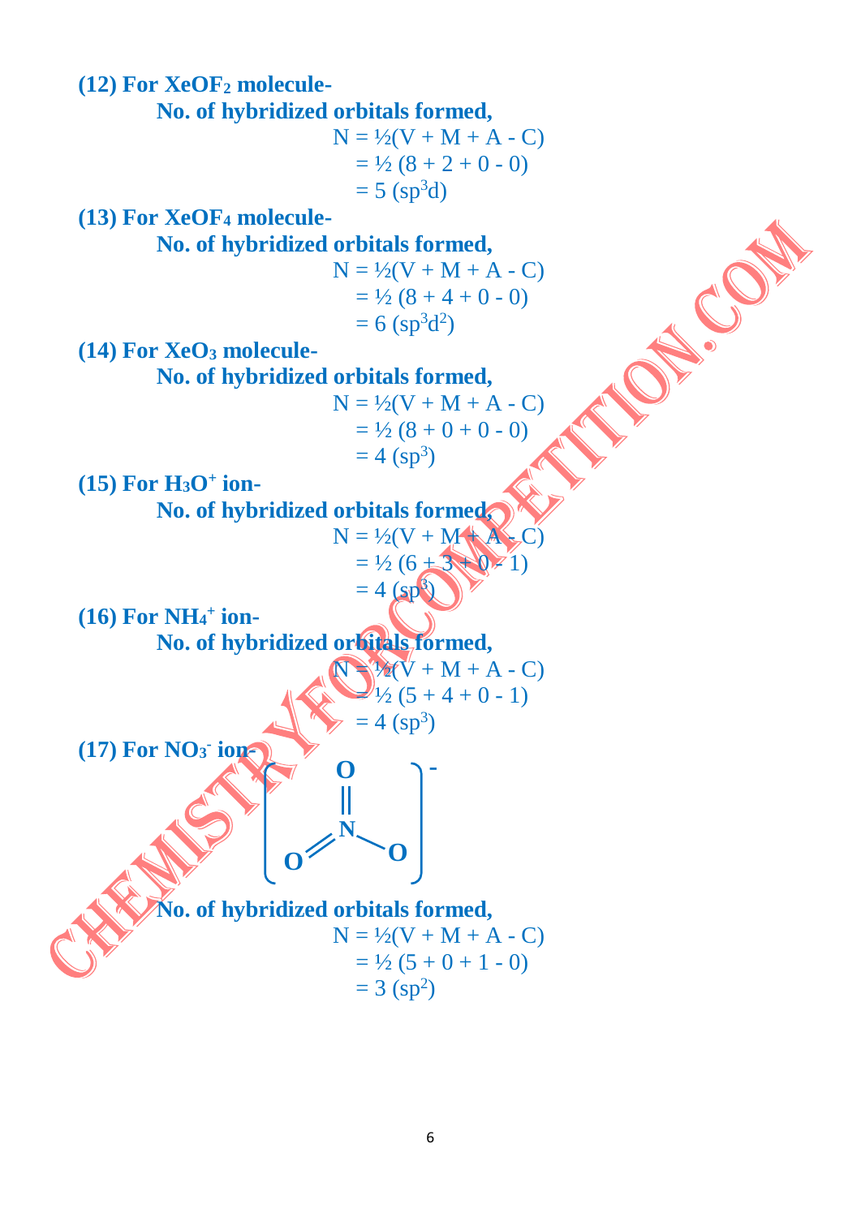**(12) For $XeOF_2$ molecule-**

**No. of hybridized orbitals formed,**

$$N = \frac{1}{2}(V + M + A - C)$$
$$= \frac{1}{2}(8 + 2 + 0 - 0)$$
$$= 5\ (sp^3d)$$

**(13) For $XeOF_4$ molecule-**

**No. of hybridized orbitals formed,**

$$N = \frac{1}{2}(V + M + A - C)$$
$$= \frac{1}{2}(8 + 4 + 0 - 0)$$
$$= 6\ (sp^3d^2)$$

**(14) For $XeO_3$ molecule-**

**No. of hybridized orbitals formed,**

$$N = \frac{1}{2}(V + M + A - C)$$
$$= \frac{1}{2}(8 + 0 + 0 - 0)$$
$$= 4\ (sp^3)$$

**(15) For $H_3O^+$ ion-**

**No. of hybridized orbitals formed,**

$$N = \frac{1}{2}(V + M + A - C)$$
$$= \frac{1}{2}(6 + 3 + 0 - 1)$$
$$= 4\ (sp^3)$$

**(16) For $NH_4^+$ ion-**

**No. of hybridized orbitals formed,**

$$N = \frac{1}{2}(V + M + A - C)$$
$$= \frac{1}{2}(5 + 4 + 0 - 1)$$
$$= 4\ (sp^3)$$

**(17) For $NO_3^-$ ion-**

$[O{=}N(O)(=O)]^-$

**No. of hybridized orbitals formed,**

$$N = \frac{1}{2}(V + M + A - C)$$
$$= \frac{1}{2}(5 + 0 + 1 - 0)$$
$$= 3\ (sp^2)$$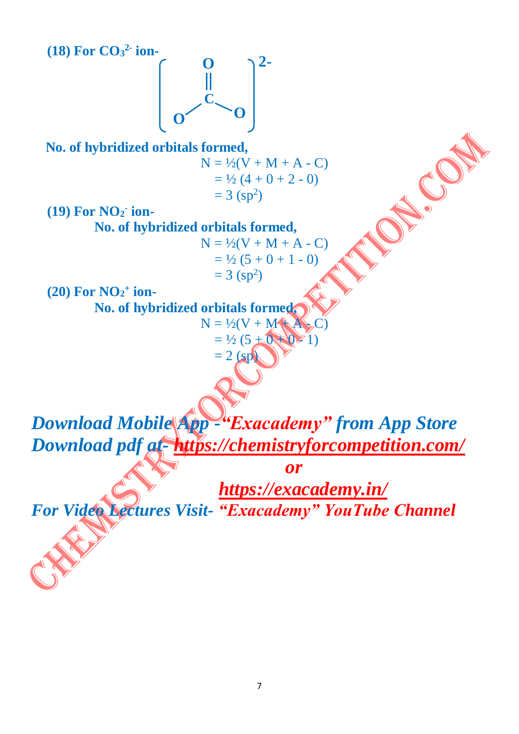**(18) For $CO_3^{2-}$ ion-**

$$\left[ \begin{array}{c} O \\ \| \\ C \\ O \diagup \quad \diagdown O \end{array} \right]^{2-}$$

**No. of hybridized orbitals formed,**

$$N = \tfrac{1}{2}(V + M + A - C)$$
$$= \tfrac{1}{2}(4 + 0 + 2 - 0)$$
$$= 3 \ (sp^2)$$

**(19) For $NO_2^-$ ion-**

**No. of hybridized orbitals formed,**

$$N = \tfrac{1}{2}(V + M + A - C)$$
$$= \tfrac{1}{2}(5 + 0 + 1 - 0)$$
$$= 3 \ (sp^2)$$

**(20) For $NO_2^+$ ion-**

**No. of hybridized orbitals formed,**

$$N = \tfrac{1}{2}(V + M + A - C)$$
$$= \tfrac{1}{2}(5 + 0 + 0 - 1)$$
$$= 2 \ (sp)$$

***Download Mobile App -"Exacademy" from App Store***

***Download pdf at- https://chemistryforcompetition.com/***

***or***

***https://exacademy.in/***

***For Video Lectures Visit- "Exacademy" YouTube Channel***